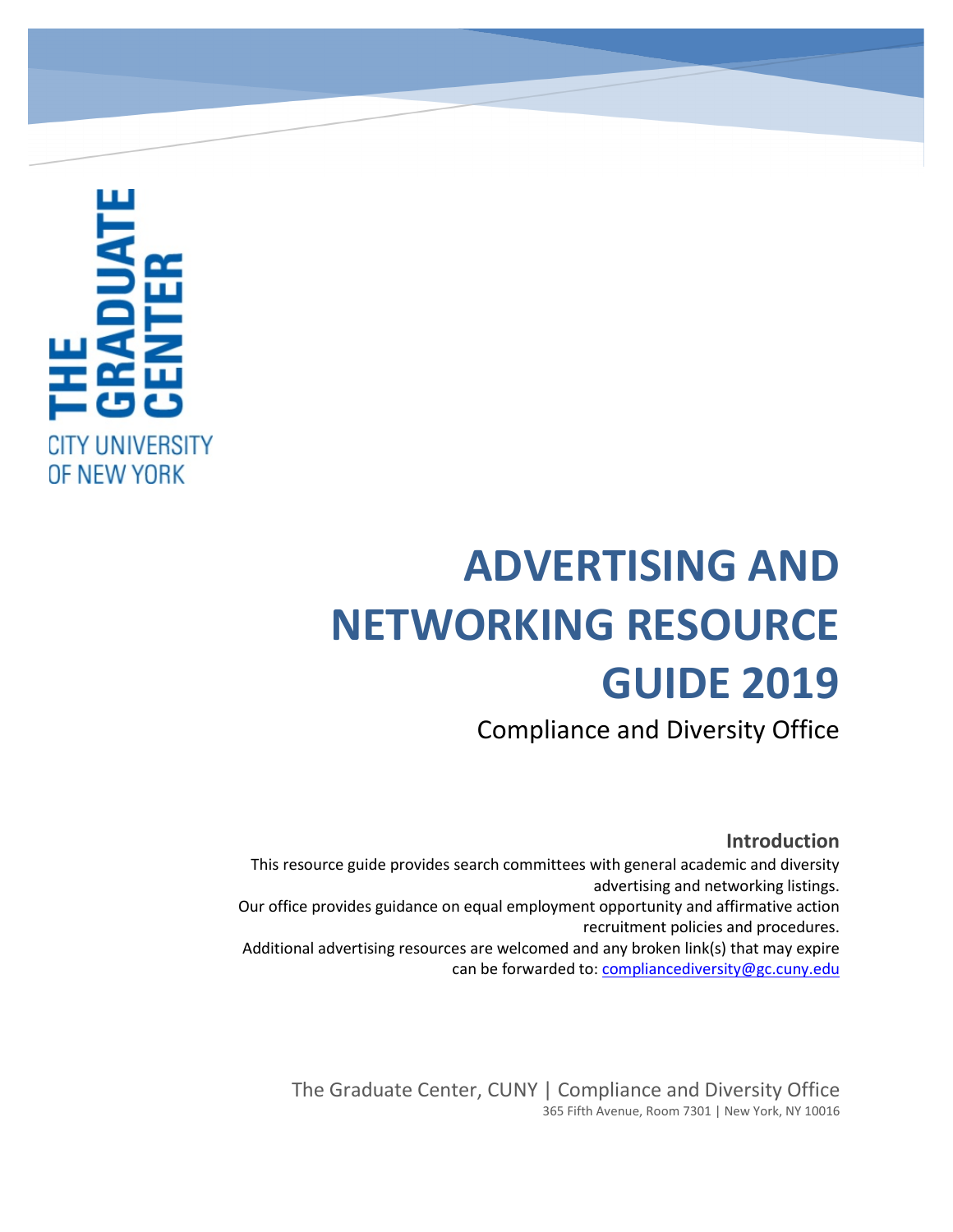THE GRADUATE CENTER
CITY UNIVERSITY OF NEW YORK

# ADVERTISING AND NETWORKING RESOURCE GUIDE 2019

Compliance and Diversity Office

### Introduction

This resource guide provides search committees with general academic and diversity advertising and networking listings.

Our office provides guidance on equal employment opportunity and affirmative action recruitment policies and procedures.

Additional advertising resources are welcomed and any broken link(s) that may expire can be forwarded to: compliancediversity@gc.cuny.edu

The Graduate Center, CUNY | Compliance and Diversity Office
365 Fifth Avenue, Room 7301 | New York, NY 10016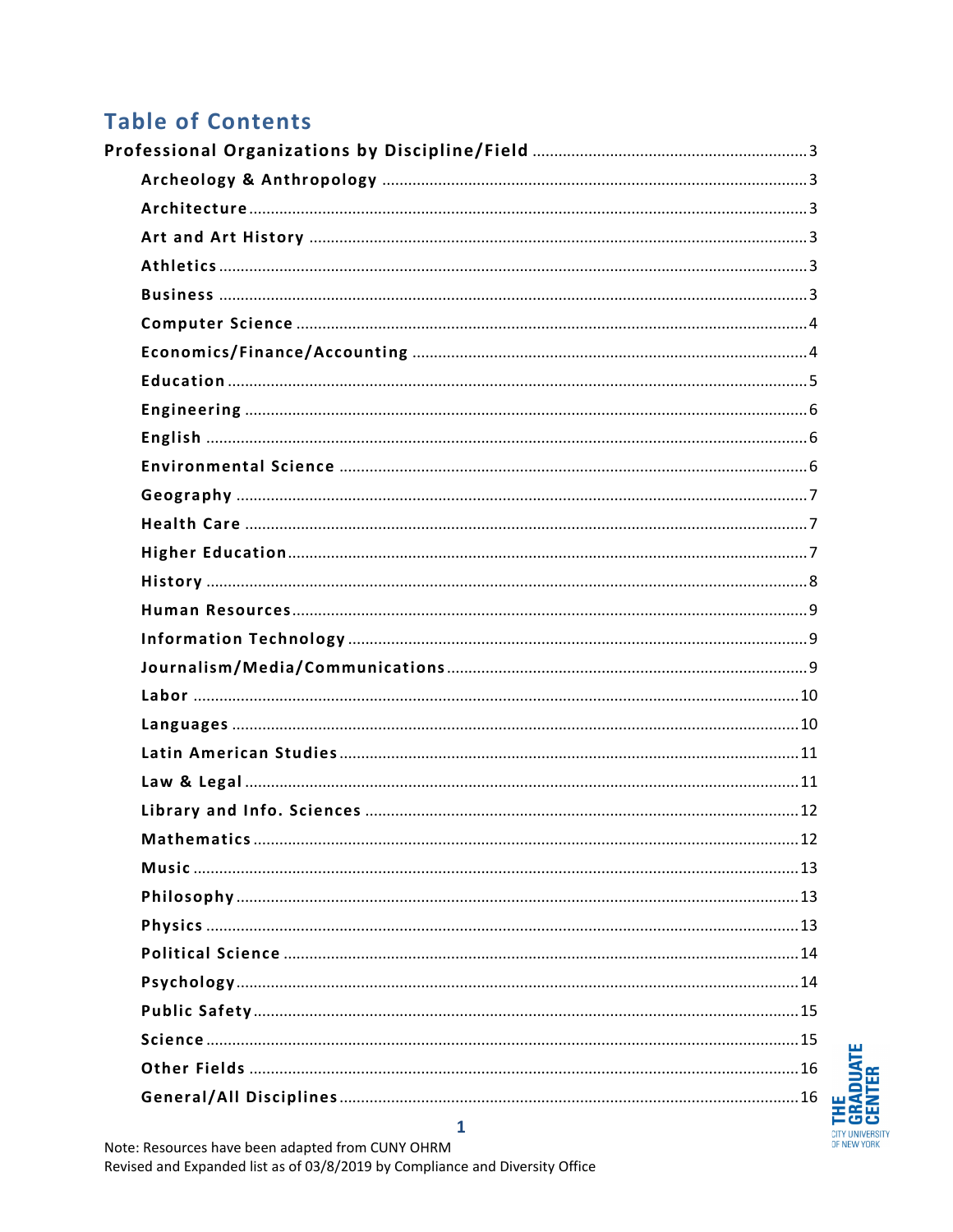# Table of Contents

- Professional Organizations by Discipline/Field ..... 3
  - Archeology & Anthropology ..... 3
  - Architecture ..... 3
  - Art and Art History ..... 3
  - Athletics ..... 3
  - Business ..... 3
  - Computer Science ..... 4
  - Economics/Finance/Accounting ..... 4
  - Education ..... 5
  - Engineering ..... 6
  - English ..... 6
  - Environmental Science ..... 6
  - Geography ..... 7
  - Health Care ..... 7
  - Higher Education ..... 7
  - History ..... 8
  - Human Resources ..... 9
  - Information Technology ..... 9
  - Journalism/Media/Communications ..... 9
  - Labor ..... 10
  - Languages ..... 10
  - Latin American Studies ..... 11
  - Law & Legal ..... 11
  - Library and Info. Sciences ..... 12
  - Mathematics ..... 12
  - Music ..... 13
  - Philosophy ..... 13
  - Physics ..... 13
  - Political Science ..... 14
  - Psychology ..... 14
  - Public Safety ..... 15
  - Science ..... 15
  - Other Fields ..... 16
  - General/All Disciplines ..... 16

Note: Resources have been adapted from CUNY OHRM
Revised and Expanded list as of 03/8/2019 by Compliance and Diversity Office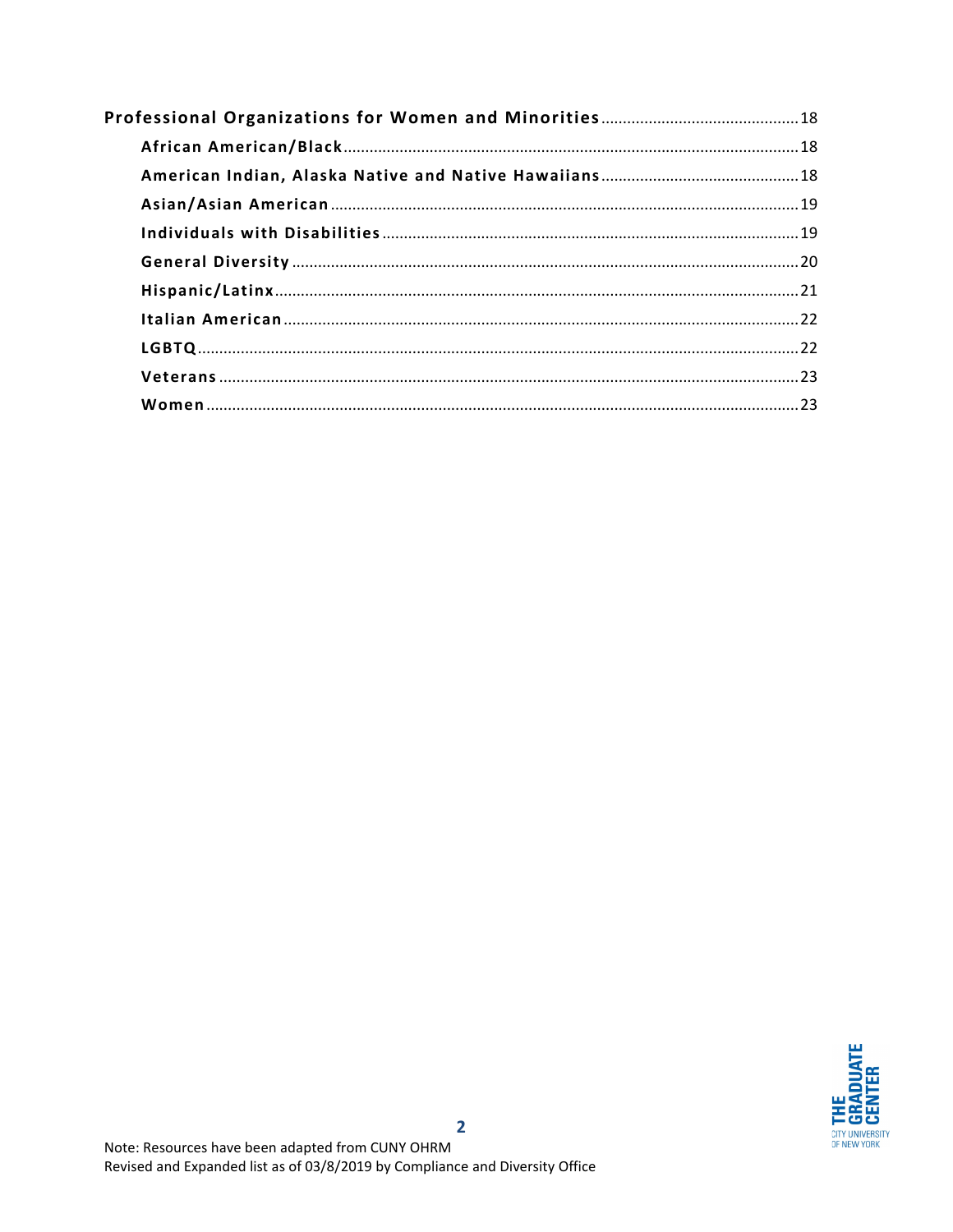**Professional Organizations for Women and Minorities** .......... 18

- **African American/Black** .......... 18
- **American Indian, Alaska Native and Native Hawaiians** .......... 18
- **Asian/Asian American** .......... 19
- **Individuals with Disabilities** .......... 19
- **General Diversity** .......... 20
- **Hispanic/Latinx** .......... 21
- **Italian American** .......... 22
- **LGBTQ** .......... 22
- **Veterans** .......... 23
- **Women** .......... 23

Note: Resources have been adapted from CUNY OHRM
Revised and Expanded list as of 03/8/2019 by Compliance and Diversity Office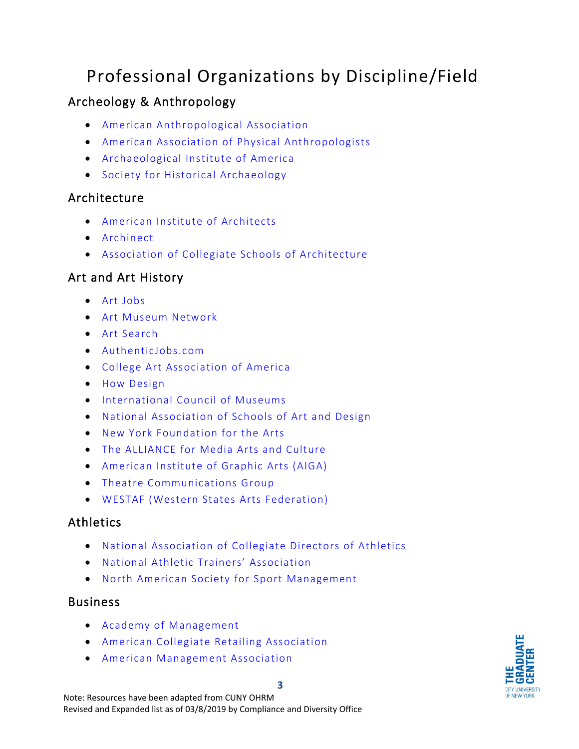# Professional Organizations by Discipline/Field

## Archeology & Anthropology

- American Anthropological Association
- American Association of Physical Anthropologists
- Archaeological Institute of America
- Society for Historical Archaeology

## Architecture

- American Institute of Architects
- Archinect
- Association of Collegiate Schools of Architecture

## Art and Art History

- Art Jobs
- Art Museum Network
- Art Search
- AuthenticJobs.com
- College Art Association of America
- How Design
- International Council of Museums
- National Association of Schools of Art and Design
- New York Foundation for the Arts
- The ALLIANCE for Media Arts and Culture
- American Institute of Graphic Arts (AIGA)
- Theatre Communications Group
- WESTAF (Western States Arts Federation)

## Athletics

- National Association of Collegiate Directors of Athletics
- National Athletic Trainers' Association
- North American Society for Sport Management

## Business

- Academy of Management
- American Collegiate Retailing Association
- American Management Association

Note: Resources have been adapted from CUNY OHRM
Revised and Expanded list as of 03/8/2019 by Compliance and Diversity Office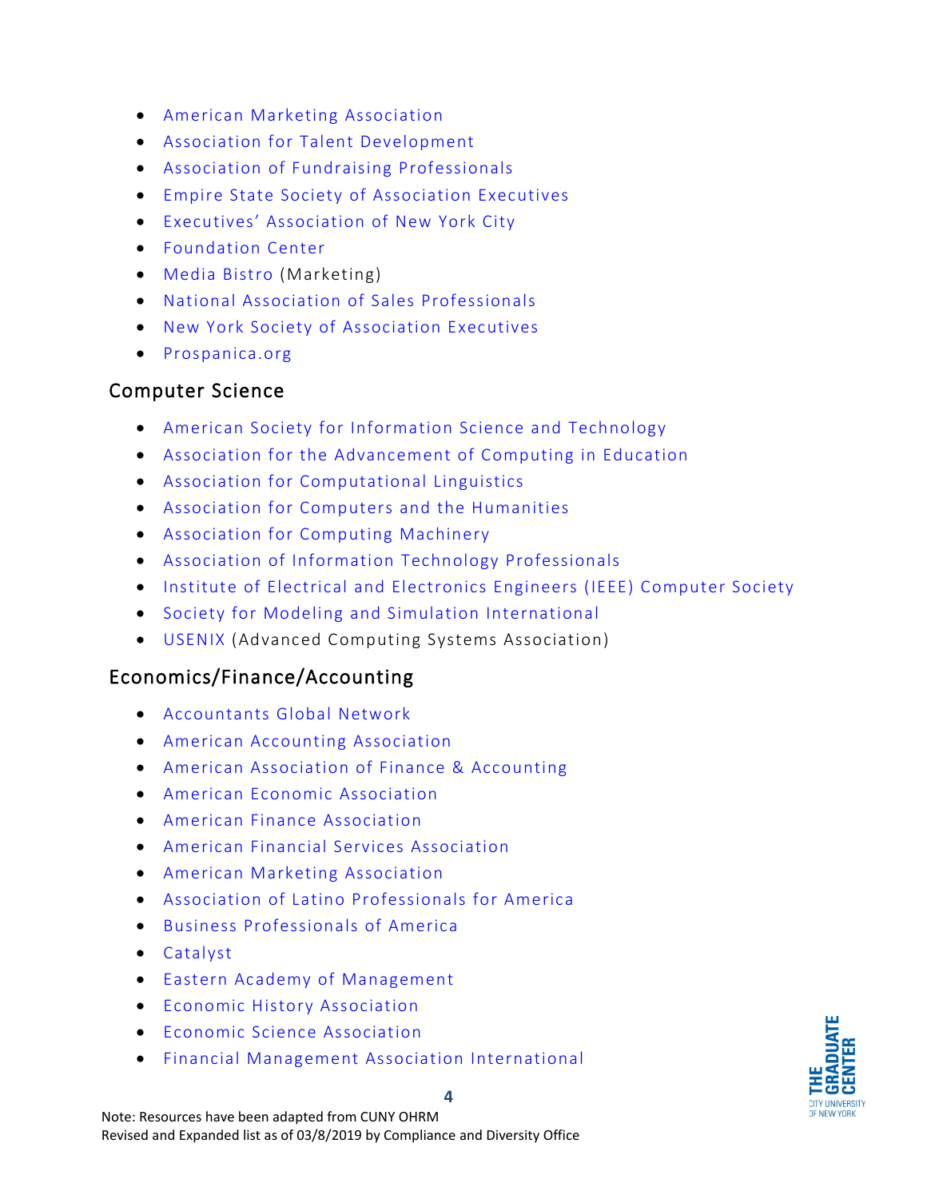- American Marketing Association
- Association for Talent Development
- Association of Fundraising Professionals
- Empire State Society of Association Executives
- Executives' Association of New York City
- Foundation Center
- Media Bistro (Marketing)
- National Association of Sales Professionals
- New York Society of Association Executives
- Prospanica.org

## Computer Science

- American Society for Information Science and Technology
- Association for the Advancement of Computing in Education
- Association for Computational Linguistics
- Association for Computers and the Humanities
- Association for Computing Machinery
- Association of Information Technology Professionals
- Institute of Electrical and Electronics Engineers (IEEE) Computer Society
- Society for Modeling and Simulation International
- USENIX (Advanced Computing Systems Association)

## Economics/Finance/Accounting

- Accountants Global Network
- American Accounting Association
- American Association of Finance & Accounting
- American Economic Association
- American Finance Association
- American Financial Services Association
- American Marketing Association
- Association of Latino Professionals for America
- Business Professionals of America
- Catalyst
- Eastern Academy of Management
- Economic History Association
- Economic Science Association
- Financial Management Association International

Note: Resources have been adapted from CUNY OHRM
Revised and Expanded list as of 03/8/2019 by Compliance and Diversity Office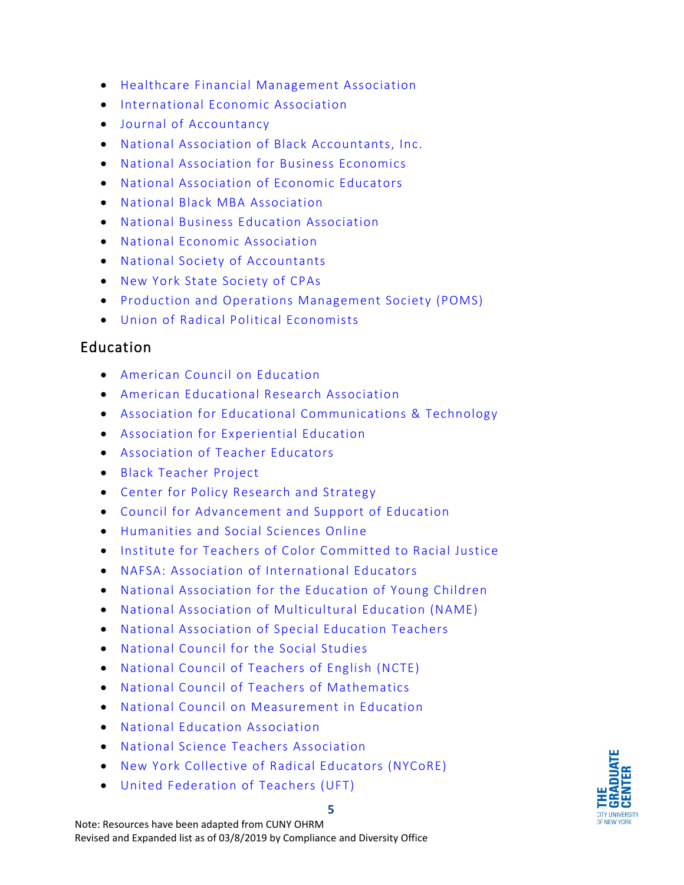- Healthcare Financial Management Association
- International Economic Association
- Journal of Accountancy
- National Association of Black Accountants, Inc.
- National Association for Business Economics
- National Association of Economic Educators
- National Black MBA Association
- National Business Education Association
- National Economic Association
- National Society of Accountants
- New York State Society of CPAs
- Production and Operations Management Society (POMS)
- Union of Radical Political Economists

## Education

- American Council on Education
- American Educational Research Association
- Association for Educational Communications & Technology
- Association for Experiential Education
- Association of Teacher Educators
- Black Teacher Project
- Center for Policy Research and Strategy
- Council for Advancement and Support of Education
- Humanities and Social Sciences Online
- Institute for Teachers of Color Committed to Racial Justice
- NAFSA: Association of International Educators
- National Association for the Education of Young Children
- National Association of Multicultural Education (NAME)
- National Association of Special Education Teachers
- National Council for the Social Studies
- National Council of Teachers of English (NCTE)
- National Council of Teachers of Mathematics
- National Council on Measurement in Education
- National Education Association
- National Science Teachers Association
- New York Collective of Radical Educators (NYCoRE)
- United Federation of Teachers (UFT)

Note: Resources have been adapted from CUNY OHRM
Revised and Expanded list as of 03/8/2019 by Compliance and Diversity Office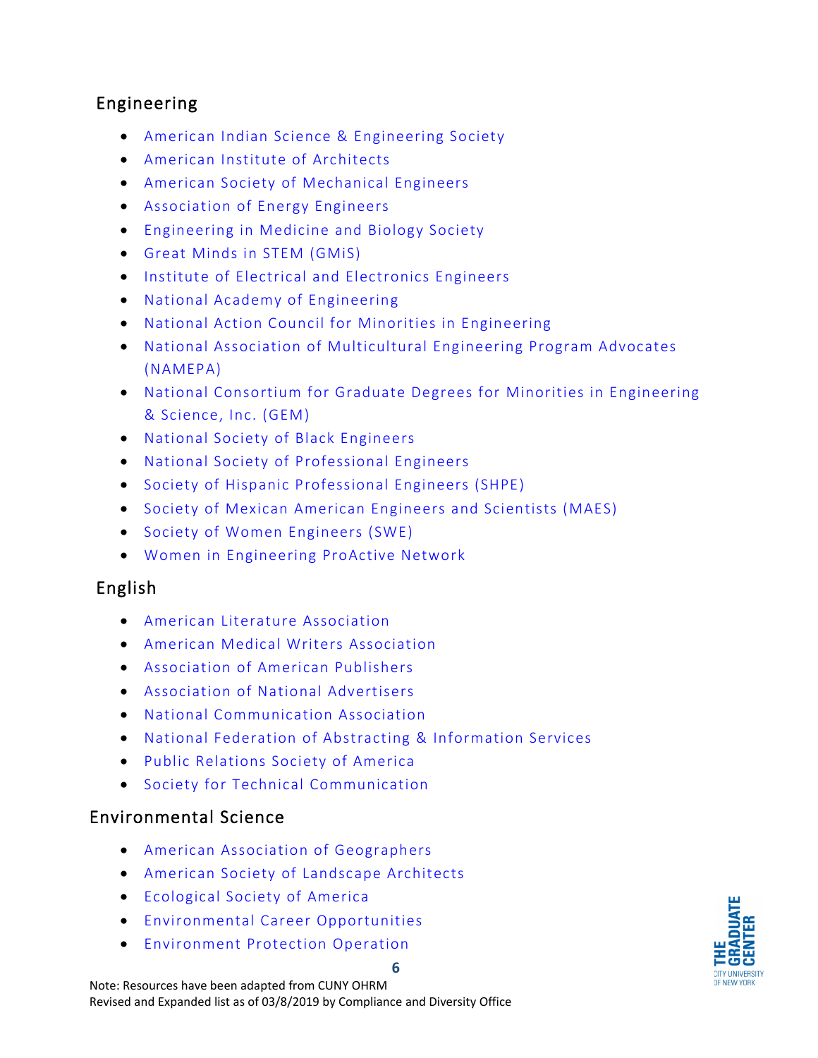## Engineering

- American Indian Science & Engineering Society
- American Institute of Architects
- American Society of Mechanical Engineers
- Association of Energy Engineers
- Engineering in Medicine and Biology Society
- Great Minds in STEM (GMiS)
- Institute of Electrical and Electronics Engineers
- National Academy of Engineering
- National Action Council for Minorities in Engineering
- National Association of Multicultural Engineering Program Advocates (NAMEPA)
- National Consortium for Graduate Degrees for Minorities in Engineering & Science, Inc. (GEM)
- National Society of Black Engineers
- National Society of Professional Engineers
- Society of Hispanic Professional Engineers (SHPE)
- Society of Mexican American Engineers and Scientists (MAES)
- Society of Women Engineers (SWE)
- Women in Engineering ProActive Network

## English

- American Literature Association
- American Medical Writers Association
- Association of American Publishers
- Association of National Advertisers
- National Communication Association
- National Federation of Abstracting & Information Services
- Public Relations Society of America
- Society for Technical Communication

## Environmental Science

- American Association of Geographers
- American Society of Landscape Architects
- Ecological Society of America
- Environmental Career Opportunities
- Environment Protection Operation

Note: Resources have been adapted from CUNY OHRM
Revised and Expanded list as of 03/8/2019 by Compliance and Diversity Office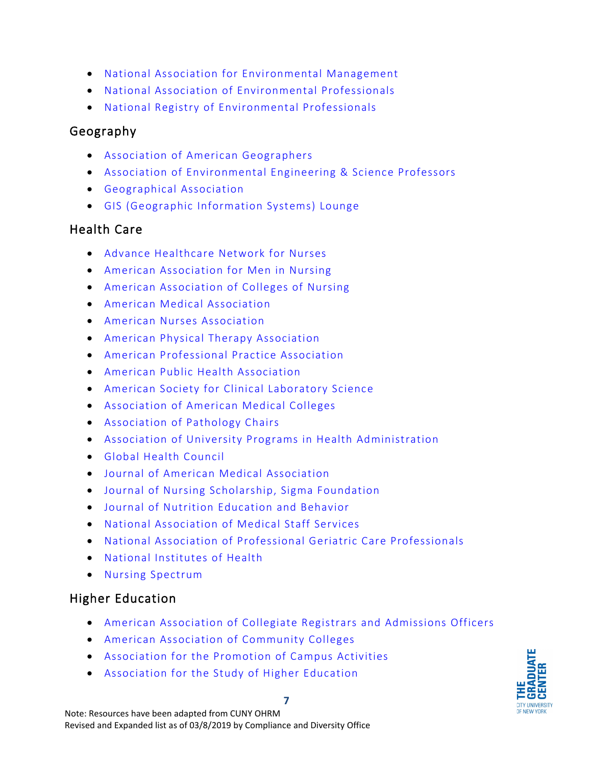- National Association for Environmental Management
- National Association of Environmental Professionals
- National Registry of Environmental Professionals

## Geography

- Association of American Geographers
- Association of Environmental Engineering & Science Professors
- Geographical Association
- GIS (Geographic Information Systems) Lounge

## Health Care

- Advance Healthcare Network for Nurses
- American Association for Men in Nursing
- American Association of Colleges of Nursing
- American Medical Association
- American Nurses Association
- American Physical Therapy Association
- American Professional Practice Association
- American Public Health Association
- American Society for Clinical Laboratory Science
- Association of American Medical Colleges
- Association of Pathology Chairs
- Association of University Programs in Health Administration
- Global Health Council
- Journal of American Medical Association
- Journal of Nursing Scholarship, Sigma Foundation
- Journal of Nutrition Education and Behavior
- National Association of Medical Staff Services
- National Association of Professional Geriatric Care Professionals
- National Institutes of Health
- Nursing Spectrum

## Higher Education

- American Association of Collegiate Registrars and Admissions Officers
- American Association of Community Colleges
- Association for the Promotion of Campus Activities
- Association for the Study of Higher Education

Note: Resources have been adapted from CUNY OHRM
Revised and Expanded list as of 03/8/2019 by Compliance and Diversity Office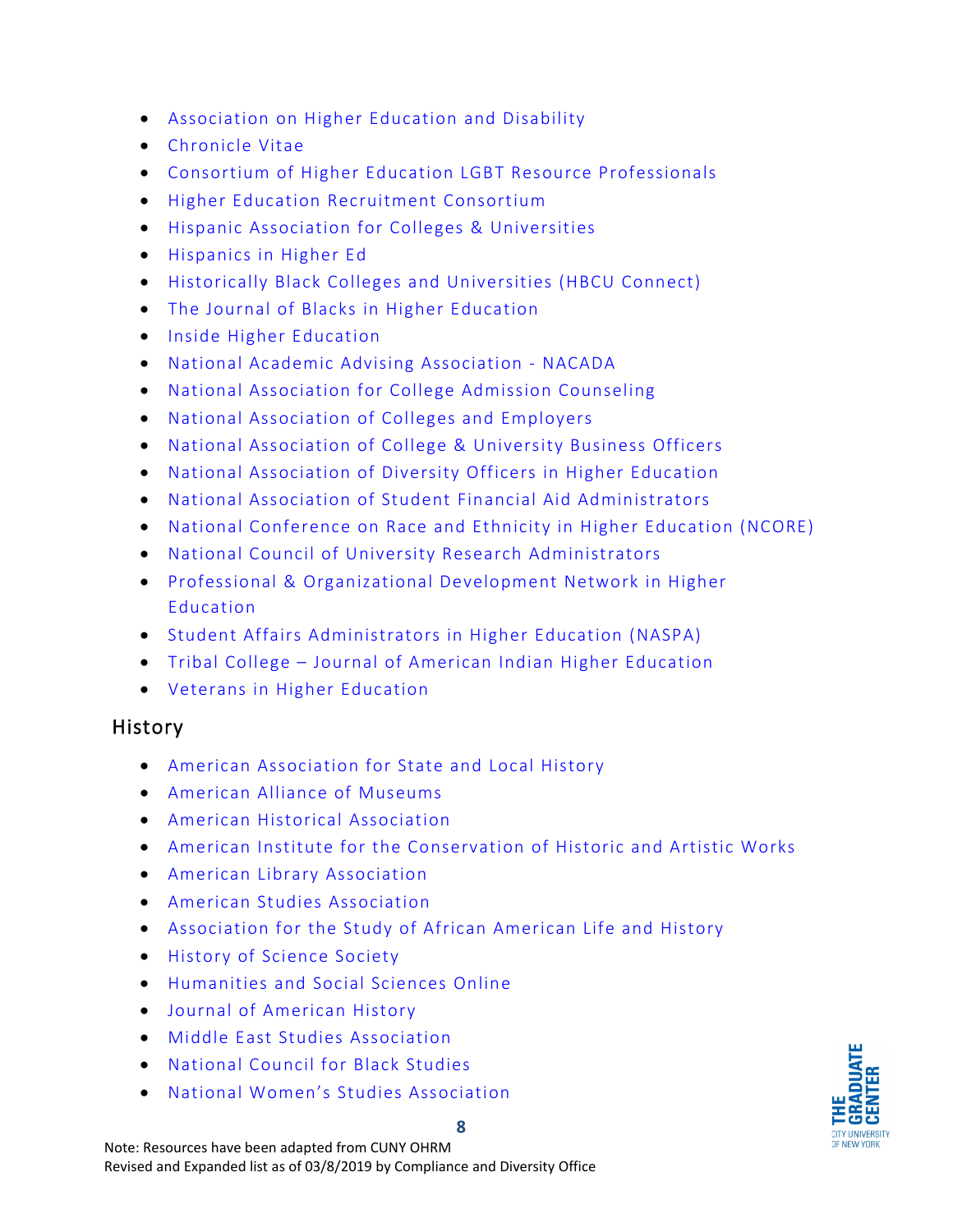- Association on Higher Education and Disability
- Chronicle Vitae
- Consortium of Higher Education LGBT Resource Professionals
- Higher Education Recruitment Consortium
- Hispanic Association for Colleges & Universities
- Hispanics in Higher Ed
- Historically Black Colleges and Universities (HBCU Connect)
- The Journal of Blacks in Higher Education
- Inside Higher Education
- National Academic Advising Association - NACADA
- National Association for College Admission Counseling
- National Association of Colleges and Employers
- National Association of College & University Business Officers
- National Association of Diversity Officers in Higher Education
- National Association of Student Financial Aid Administrators
- National Conference on Race and Ethnicity in Higher Education (NCORE)
- National Council of University Research Administrators
- Professional & Organizational Development Network in Higher Education
- Student Affairs Administrators in Higher Education (NASPA)
- Tribal College – Journal of American Indian Higher Education
- Veterans in Higher Education

## History

- American Association for State and Local History
- American Alliance of Museums
- American Historical Association
- American Institute for the Conservation of Historic and Artistic Works
- American Library Association
- American Studies Association
- Association for the Study of African American Life and History
- History of Science Society
- Humanities and Social Sciences Online
- Journal of American History
- Middle East Studies Association
- National Council for Black Studies
- National Women's Studies Association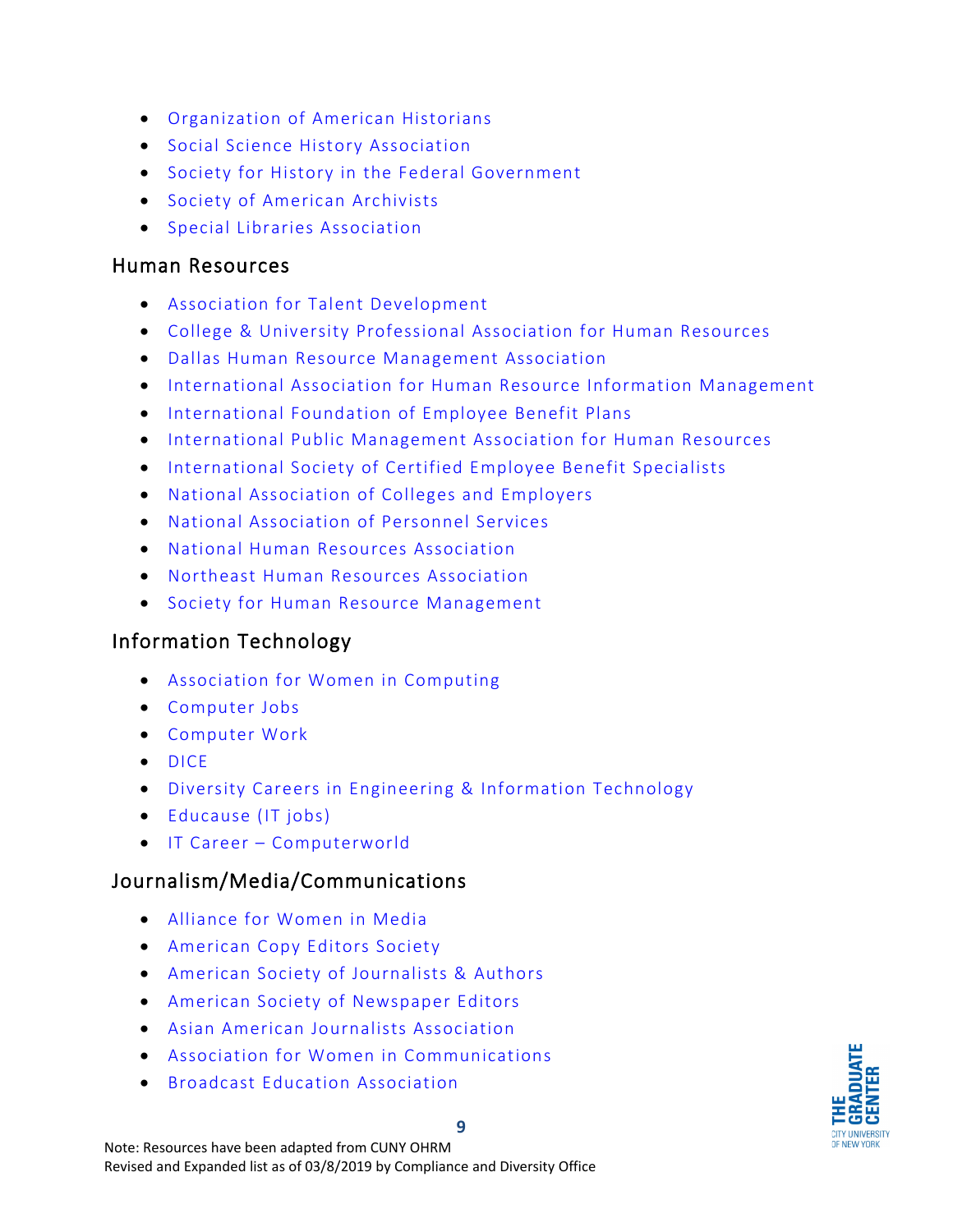- Organization of American Historians
- Social Science History Association
- Society for History in the Federal Government
- Society of American Archivists
- Special Libraries Association

## Human Resources

- Association for Talent Development
- College & University Professional Association for Human Resources
- Dallas Human Resource Management Association
- International Association for Human Resource Information Management
- International Foundation of Employee Benefit Plans
- International Public Management Association for Human Resources
- International Society of Certified Employee Benefit Specialists
- National Association of Colleges and Employers
- National Association of Personnel Services
- National Human Resources Association
- Northeast Human Resources Association
- Society for Human Resource Management

## Information Technology

- Association for Women in Computing
- Computer Jobs
- Computer Work
- DICE
- Diversity Careers in Engineering & Information Technology
- Educause (IT jobs)
- IT Career – Computerworld

## Journalism/Media/Communications

- Alliance for Women in Media
- American Copy Editors Society
- American Society of Journalists & Authors
- American Society of Newspaper Editors
- Asian American Journalists Association
- Association for Women in Communications
- Broadcast Education Association

Note: Resources have been adapted from CUNY OHRM
Revised and Expanded list as of 03/8/2019 by Compliance and Diversity Office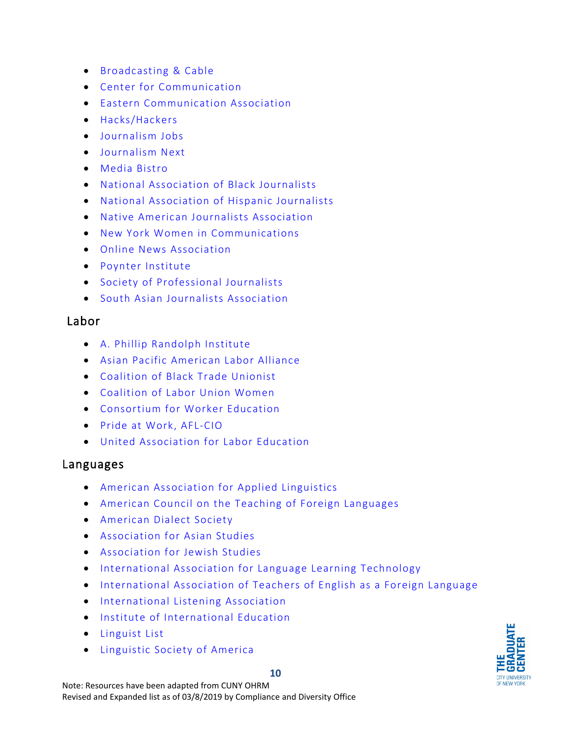- Broadcasting & Cable
- Center for Communication
- Eastern Communication Association
- Hacks/Hackers
- Journalism Jobs
- Journalism Next
- Media Bistro
- National Association of Black Journalists
- National Association of Hispanic Journalists
- Native American Journalists Association
- New York Women in Communications
- Online News Association
- Poynter Institute
- Society of Professional Journalists
- South Asian Journalists Association

## Labor

- A. Phillip Randolph Institute
- Asian Pacific American Labor Alliance
- Coalition of Black Trade Unionist
- Coalition of Labor Union Women
- Consortium for Worker Education
- Pride at Work, AFL-CIO
- United Association for Labor Education

## Languages

- American Association for Applied Linguistics
- American Council on the Teaching of Foreign Languages
- American Dialect Society
- Association for Asian Studies
- Association for Jewish Studies
- International Association for Language Learning Technology
- International Association of Teachers of English as a Foreign Language
- International Listening Association
- Institute of International Education
- Linguist List
- Linguistic Society of America

Note: Resources have been adapted from CUNY OHRM
Revised and Expanded list as of 03/8/2019 by Compliance and Diversity Office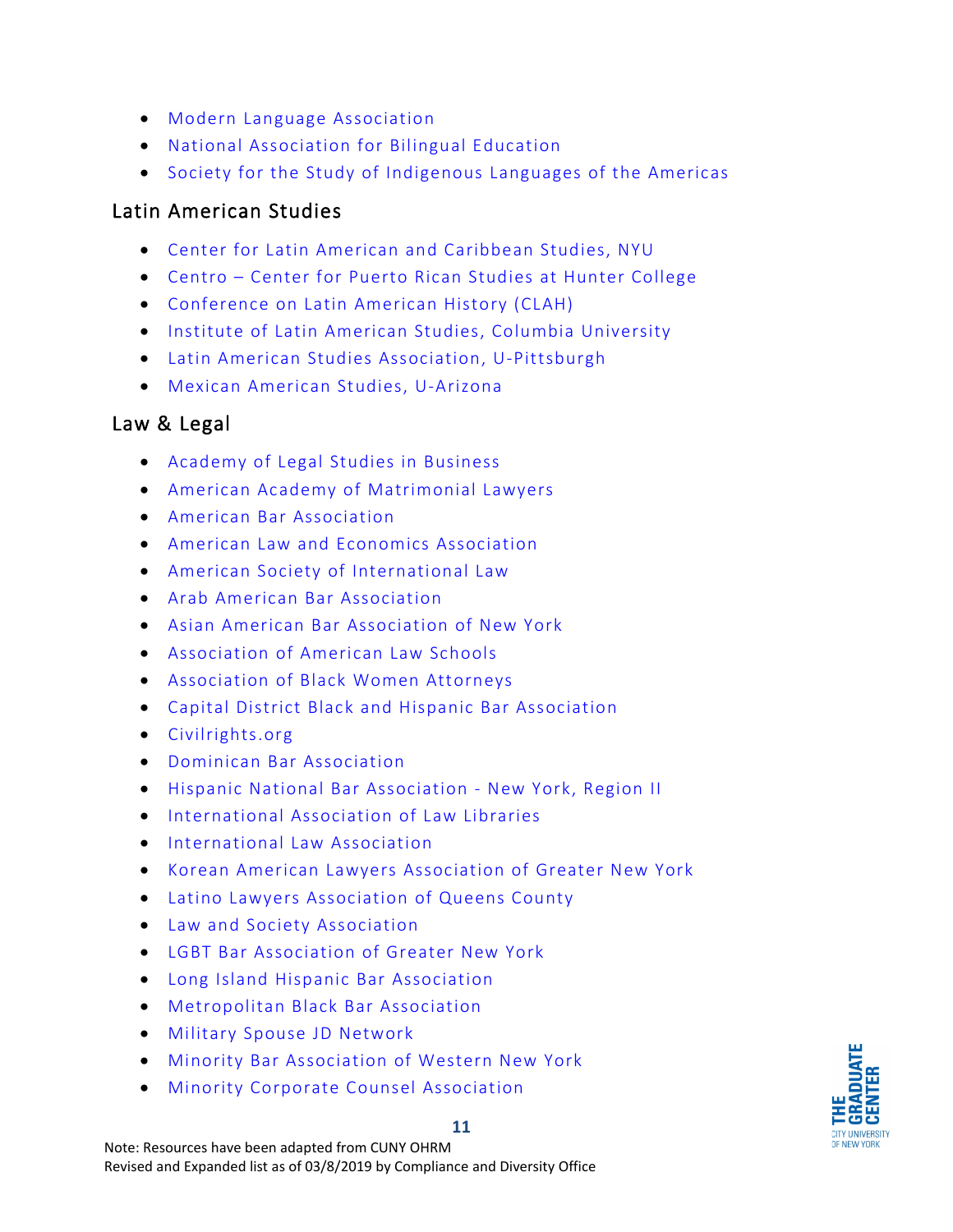- Modern Language Association
- National Association for Bilingual Education
- Society for the Study of Indigenous Languages of the Americas

## Latin American Studies

- Center for Latin American and Caribbean Studies, NYU
- Centro – Center for Puerto Rican Studies at Hunter College
- Conference on Latin American History (CLAH)
- Institute of Latin American Studies, Columbia University
- Latin American Studies Association, U-Pittsburgh
- Mexican American Studies, U-Arizona

## Law & Legal

- Academy of Legal Studies in Business
- American Academy of Matrimonial Lawyers
- American Bar Association
- American Law and Economics Association
- American Society of International Law
- Arab American Bar Association
- Asian American Bar Association of New York
- Association of American Law Schools
- Association of Black Women Attorneys
- Capital District Black and Hispanic Bar Association
- Civilrights.org
- Dominican Bar Association
- Hispanic National Bar Association - New York, Region II
- International Association of Law Libraries
- International Law Association
- Korean American Lawyers Association of Greater New York
- Latino Lawyers Association of Queens County
- Law and Society Association
- LGBT Bar Association of Greater New York
- Long Island Hispanic Bar Association
- Metropolitan Black Bar Association
- Military Spouse JD Network
- Minority Bar Association of Western New York
- Minority Corporate Counsel Association

Note: Resources have been adapted from CUNY OHRM
Revised and Expanded list as of 03/8/2019 by Compliance and Diversity Office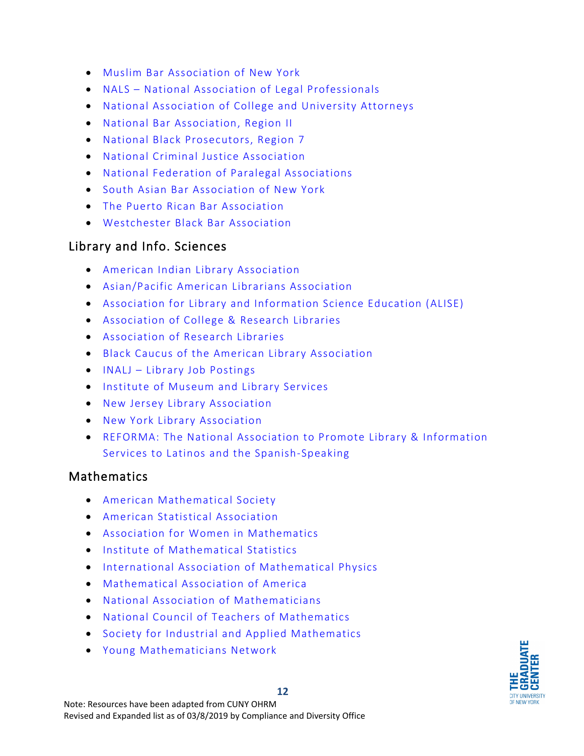- Muslim Bar Association of New York
- NALS – National Association of Legal Professionals
- National Association of College and University Attorneys
- National Bar Association, Region II
- National Black Prosecutors, Region 7
- National Criminal Justice Association
- National Federation of Paralegal Associations
- South Asian Bar Association of New York
- The Puerto Rican Bar Association
- Westchester Black Bar Association

## Library and Info. Sciences

- American Indian Library Association
- Asian/Pacific American Librarians Association
- Association for Library and Information Science Education (ALISE)
- Association of College & Research Libraries
- Association of Research Libraries
- Black Caucus of the American Library Association
- INALJ – Library Job Postings
- Institute of Museum and Library Services
- New Jersey Library Association
- New York Library Association
- REFORMA: The National Association to Promote Library & Information Services to Latinos and the Spanish-Speaking

## Mathematics

- American Mathematical Society
- American Statistical Association
- Association for Women in Mathematics
- Institute of Mathematical Statistics
- International Association of Mathematical Physics
- Mathematical Association of America
- National Association of Mathematicians
- National Council of Teachers of Mathematics
- Society for Industrial and Applied Mathematics
- Young Mathematicians Network

Note: Resources have been adapted from CUNY OHRM
Revised and Expanded list as of 03/8/2019 by Compliance and Diversity Office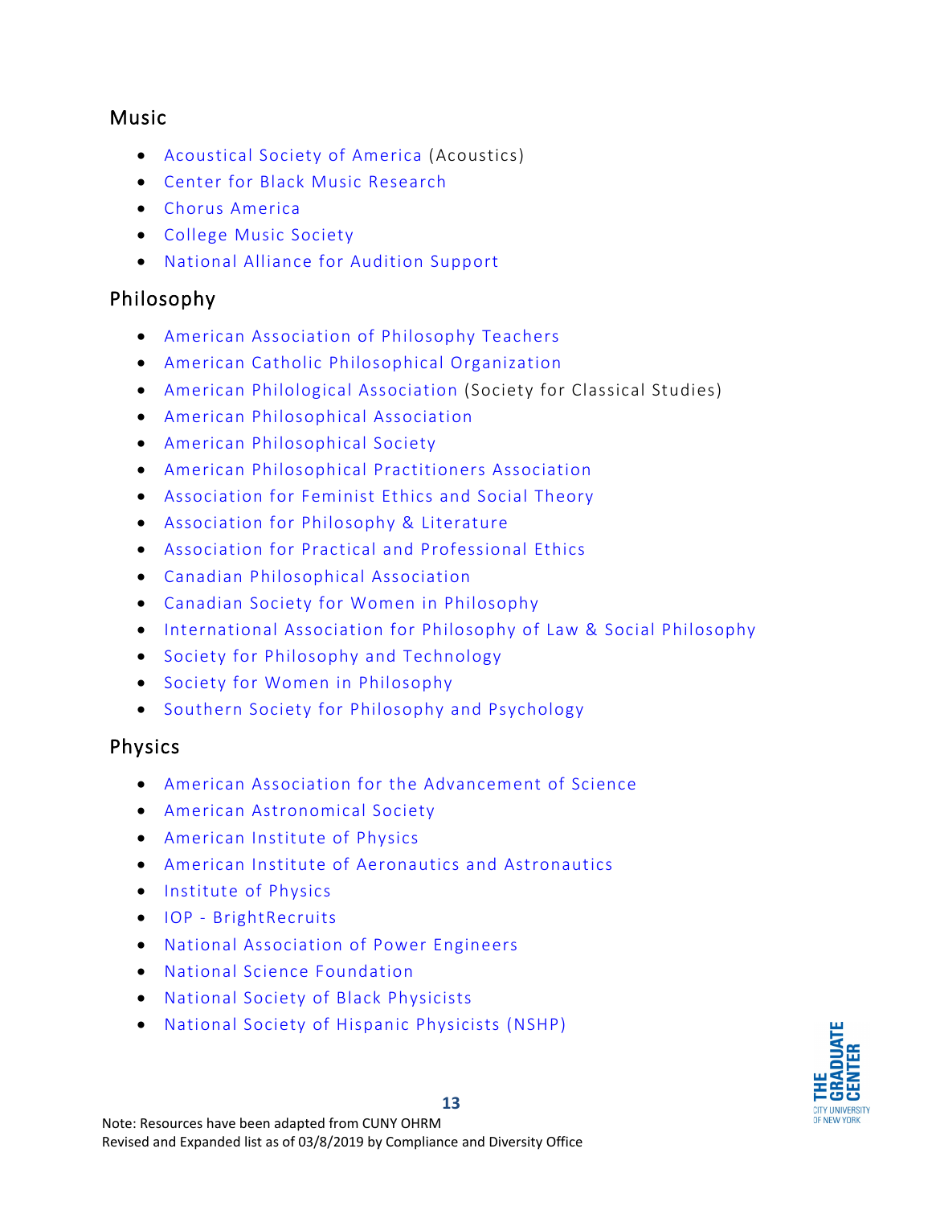## Music

- Acoustical Society of America (Acoustics)
- Center for Black Music Research
- Chorus America
- College Music Society
- National Alliance for Audition Support

## Philosophy

- American Association of Philosophy Teachers
- American Catholic Philosophical Organization
- American Philological Association (Society for Classical Studies)
- American Philosophical Association
- American Philosophical Society
- American Philosophical Practitioners Association
- Association for Feminist Ethics and Social Theory
- Association for Philosophy & Literature
- Association for Practical and Professional Ethics
- Canadian Philosophical Association
- Canadian Society for Women in Philosophy
- International Association for Philosophy of Law & Social Philosophy
- Society for Philosophy and Technology
- Society for Women in Philosophy
- Southern Society for Philosophy and Psychology

## Physics

- American Association for the Advancement of Science
- American Astronomical Society
- American Institute of Physics
- American Institute of Aeronautics and Astronautics
- Institute of Physics
- IOP - BrightRecruits
- National Association of Power Engineers
- National Science Foundation
- National Society of Black Physicists
- National Society of Hispanic Physicists (NSHP)

Note: Resources have been adapted from CUNY OHRM
Revised and Expanded list as of 03/8/2019 by Compliance and Diversity Office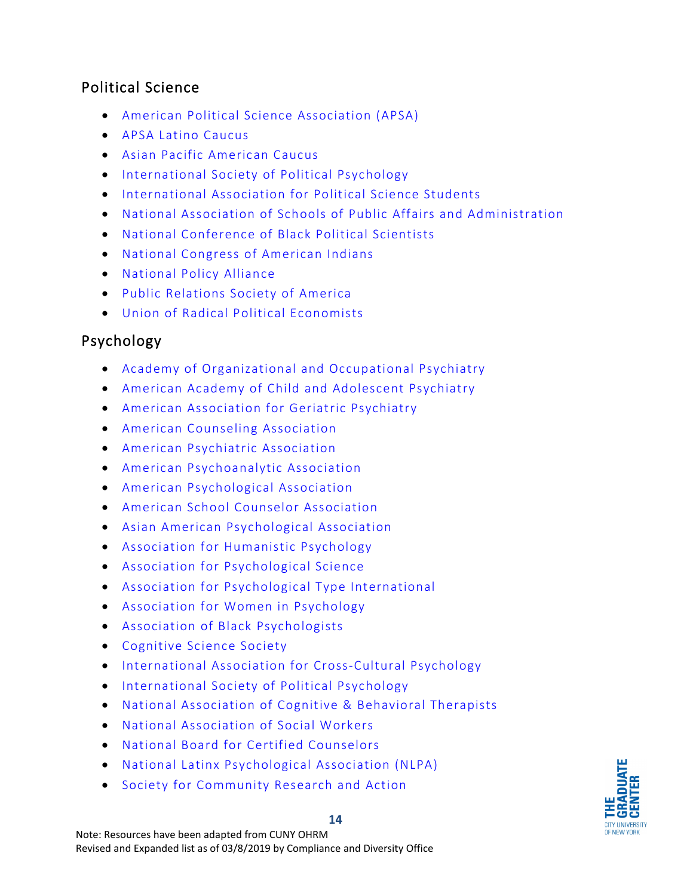## Political Science

- American Political Science Association (APSA)
- APSA Latino Caucus
- Asian Pacific American Caucus
- International Society of Political Psychology
- International Association for Political Science Students
- National Association of Schools of Public Affairs and Administration
- National Conference of Black Political Scientists
- National Congress of American Indians
- National Policy Alliance
- Public Relations Society of America
- Union of Radical Political Economists

## Psychology

- Academy of Organizational and Occupational Psychiatry
- American Academy of Child and Adolescent Psychiatry
- American Association for Geriatric Psychiatry
- American Counseling Association
- American Psychiatric Association
- American Psychoanalytic Association
- American Psychological Association
- American School Counselor Association
- Asian American Psychological Association
- Association for Humanistic Psychology
- Association for Psychological Science
- Association for Psychological Type International
- Association for Women in Psychology
- Association of Black Psychologists
- Cognitive Science Society
- International Association for Cross-Cultural Psychology
- International Society of Political Psychology
- National Association of Cognitive & Behavioral Therapists
- National Association of Social Workers
- National Board for Certified Counselors
- National Latinx Psychological Association (NLPA)
- Society for Community Research and Action

Note: Resources have been adapted from CUNY OHRM
Revised and Expanded list as of 03/8/2019 by Compliance and Diversity Office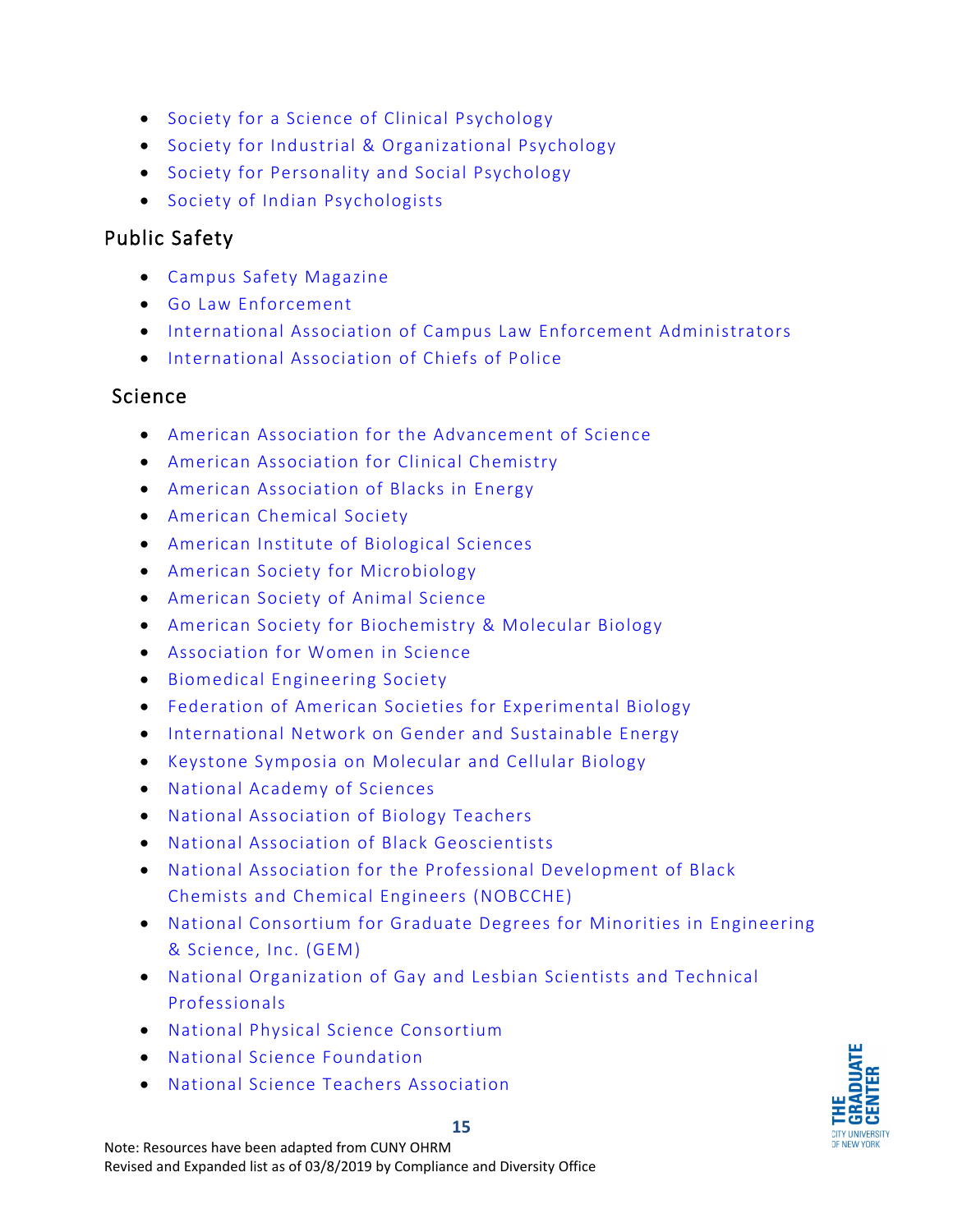- Society for a Science of Clinical Psychology
- Society for Industrial & Organizational Psychology
- Society for Personality and Social Psychology
- Society of Indian Psychologists

## Public Safety

- Campus Safety Magazine
- Go Law Enforcement
- International Association of Campus Law Enforcement Administrators
- International Association of Chiefs of Police

## Science

- American Association for the Advancement of Science
- American Association for Clinical Chemistry
- American Association of Blacks in Energy
- American Chemical Society
- American Institute of Biological Sciences
- American Society for Microbiology
- American Society of Animal Science
- American Society for Biochemistry & Molecular Biology
- Association for Women in Science
- Biomedical Engineering Society
- Federation of American Societies for Experimental Biology
- International Network on Gender and Sustainable Energy
- Keystone Symposia on Molecular and Cellular Biology
- National Academy of Sciences
- National Association of Biology Teachers
- National Association of Black Geoscientists
- National Association for the Professional Development of Black Chemists and Chemical Engineers (NOBCCHE)
- National Consortium for Graduate Degrees for Minorities in Engineering & Science, Inc. (GEM)
- National Organization of Gay and Lesbian Scientists and Technical Professionals
- National Physical Science Consortium
- National Science Foundation
- National Science Teachers Association

Note: Resources have been adapted from CUNY OHRM
Revised and Expanded list as of 03/8/2019 by Compliance and Diversity Office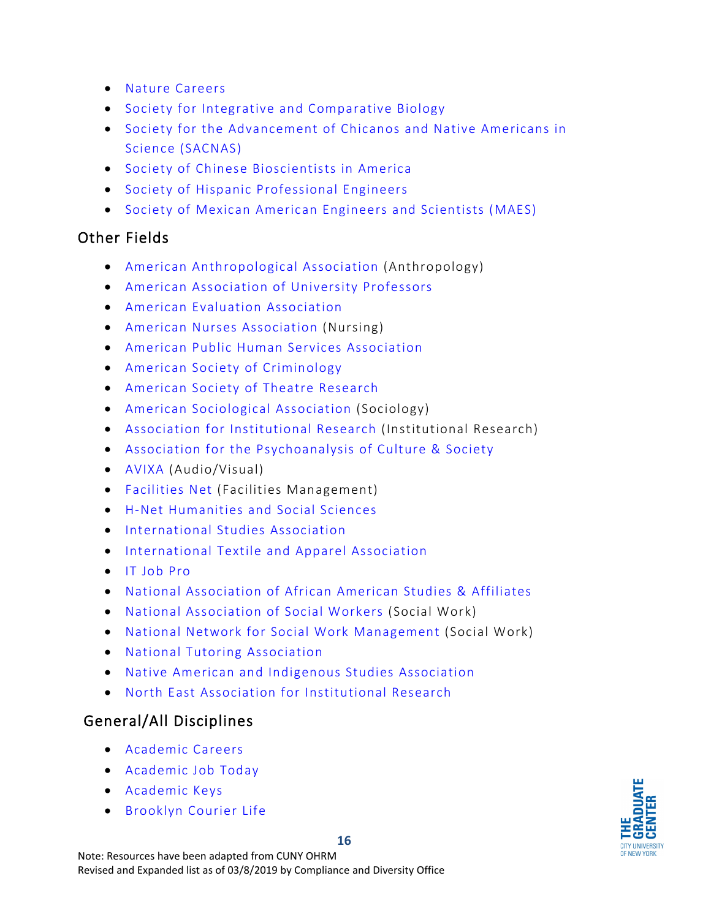- Nature Careers
- Society for Integrative and Comparative Biology
- Society for the Advancement of Chicanos and Native Americans in Science (SACNAS)
- Society of Chinese Bioscientists in America
- Society of Hispanic Professional Engineers
- Society of Mexican American Engineers and Scientists (MAES)

## Other Fields

- American Anthropological Association (Anthropology)
- American Association of University Professors
- American Evaluation Association
- American Nurses Association (Nursing)
- American Public Human Services Association
- American Society of Criminology
- American Society of Theatre Research
- American Sociological Association (Sociology)
- Association for Institutional Research (Institutional Research)
- Association for the Psychoanalysis of Culture & Society
- AVIXA (Audio/Visual)
- Facilities Net (Facilities Management)
- H-Net Humanities and Social Sciences
- International Studies Association
- International Textile and Apparel Association
- IT Job Pro
- National Association of African American Studies & Affiliates
- National Association of Social Workers (Social Work)
- National Network for Social Work Management (Social Work)
- National Tutoring Association
- Native American and Indigenous Studies Association
- North East Association for Institutional Research

## General/All Disciplines

- Academic Careers
- Academic Job Today
- Academic Keys
- Brooklyn Courier Life

Note: Resources have been adapted from CUNY OHRM
Revised and Expanded list as of 03/8/2019 by Compliance and Diversity Office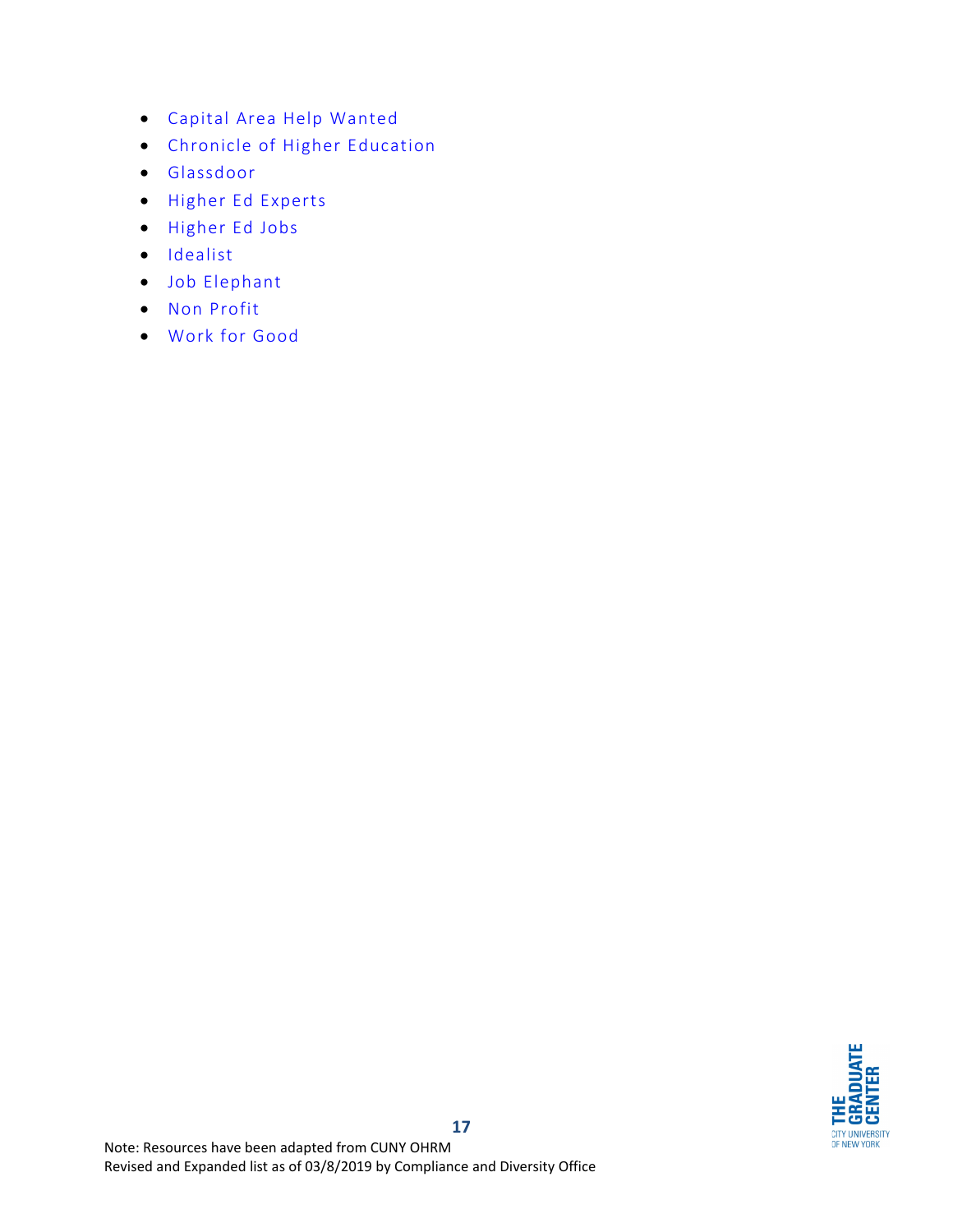- Capital Area Help Wanted
- Chronicle of Higher Education
- Glassdoor
- Higher Ed Experts
- Higher Ed Jobs
- Idealist
- Job Elephant
- Non Profit
- Work for Good

Note: Resources have been adapted from CUNY OHRM
Revised and Expanded list as of 03/8/2019 by Compliance and Diversity Office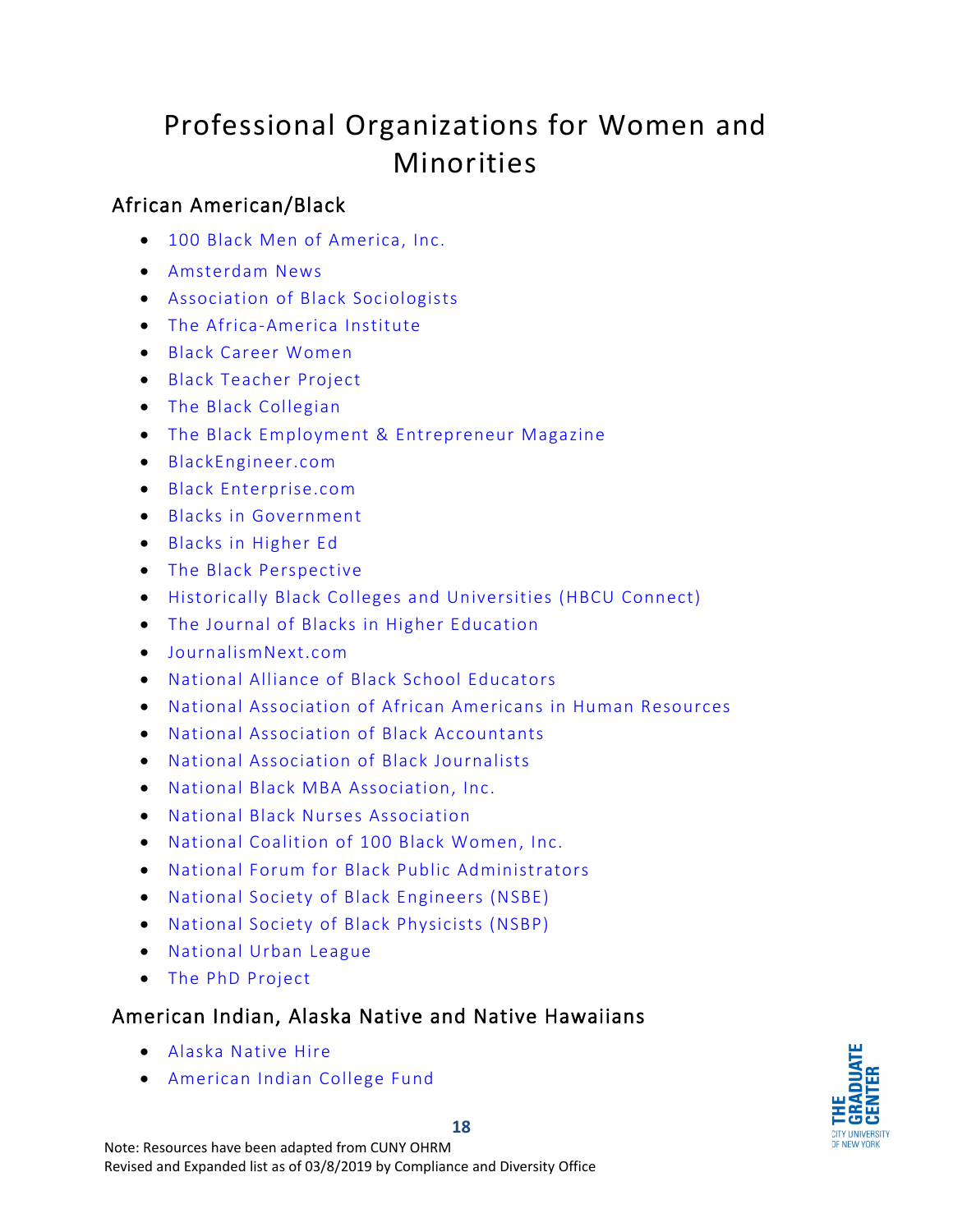# Professional Organizations for Women and Minorities

## African American/Black

- 100 Black Men of America, Inc.
- Amsterdam News
- Association of Black Sociologists
- The Africa-America Institute
- Black Career Women
- Black Teacher Project
- The Black Collegian
- The Black Employment & Entrepreneur Magazine
- BlackEngineer.com
- Black Enterprise.com
- Blacks in Government
- Blacks in Higher Ed
- The Black Perspective
- Historically Black Colleges and Universities (HBCU Connect)
- The Journal of Blacks in Higher Education
- JournalismNext.com
- National Alliance of Black School Educators
- National Association of African Americans in Human Resources
- National Association of Black Accountants
- National Association of Black Journalists
- National Black MBA Association, Inc.
- National Black Nurses Association
- National Coalition of 100 Black Women, Inc.
- National Forum for Black Public Administrators
- National Society of Black Engineers (NSBE)
- National Society of Black Physicists (NSBP)
- National Urban League
- The PhD Project

## American Indian, Alaska Native and Native Hawaiians

- Alaska Native Hire
- American Indian College Fund

Note: Resources have been adapted from CUNY OHRM
Revised and Expanded list as of 03/8/2019 by Compliance and Diversity Office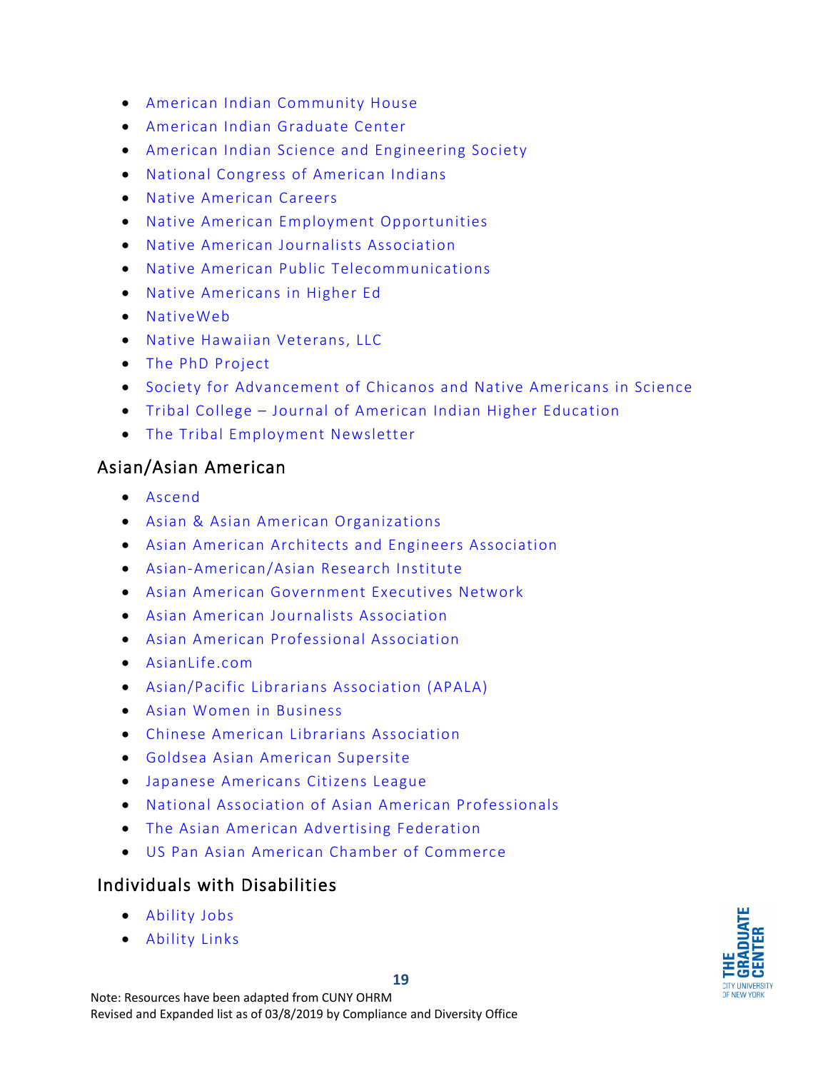- American Indian Community House
- American Indian Graduate Center
- American Indian Science and Engineering Society
- National Congress of American Indians
- Native American Careers
- Native American Employment Opportunities
- Native American Journalists Association
- Native American Public Telecommunications
- Native Americans in Higher Ed
- NativeWeb
- Native Hawaiian Veterans, LLC
- The PhD Project
- Society for Advancement of Chicanos and Native Americans in Science
- Tribal College – Journal of American Indian Higher Education
- The Tribal Employment Newsletter

## Asian/Asian American

- Ascend
- Asian & Asian American Organizations
- Asian American Architects and Engineers Association
- Asian-American/Asian Research Institute
- Asian American Government Executives Network
- Asian American Journalists Association
- Asian American Professional Association
- AsianLife.com
- Asian/Pacific Librarians Association (APALA)
- Asian Women in Business
- Chinese American Librarians Association
- Goldsea Asian American Supersite
- Japanese Americans Citizens League
- National Association of Asian American Professionals
- The Asian American Advertising Federation
- US Pan Asian American Chamber of Commerce

## Individuals with Disabilities

- Ability Jobs
- Ability Links

Note: Resources have been adapted from CUNY OHRM
Revised and Expanded list as of 03/8/2019 by Compliance and Diversity Office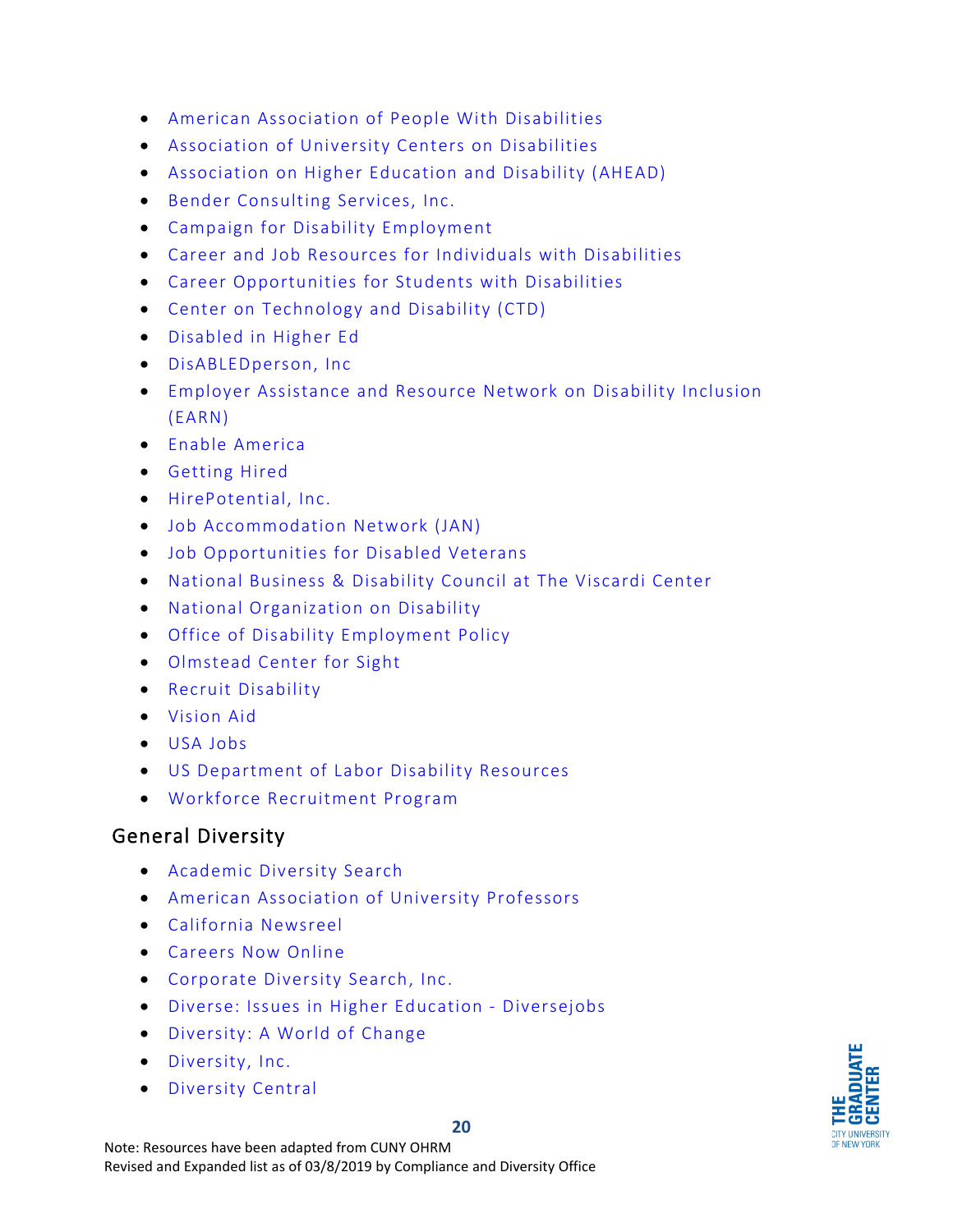- American Association of People With Disabilities
- Association of University Centers on Disabilities
- Association on Higher Education and Disability (AHEAD)
- Bender Consulting Services, Inc.
- Campaign for Disability Employment
- Career and Job Resources for Individuals with Disabilities
- Career Opportunities for Students with Disabilities
- Center on Technology and Disability (CTD)
- Disabled in Higher Ed
- DisABLEDperson, Inc
- Employer Assistance and Resource Network on Disability Inclusion (EARN)
- Enable America
- Getting Hired
- HirePotential, Inc.
- Job Accommodation Network (JAN)
- Job Opportunities for Disabled Veterans
- National Business & Disability Council at The Viscardi Center
- National Organization on Disability
- Office of Disability Employment Policy
- Olmstead Center for Sight
- Recruit Disability
- Vision Aid
- USA Jobs
- US Department of Labor Disability Resources
- Workforce Recruitment Program

## General Diversity

- Academic Diversity Search
- American Association of University Professors
- California Newsreel
- Careers Now Online
- Corporate Diversity Search, Inc.
- Diverse: Issues in Higher Education - Diversejobs
- Diversity: A World of Change
- Diversity, Inc.
- Diversity Central

Note: Resources have been adapted from CUNY OHRM
Revised and Expanded list as of 03/8/2019 by Compliance and Diversity Office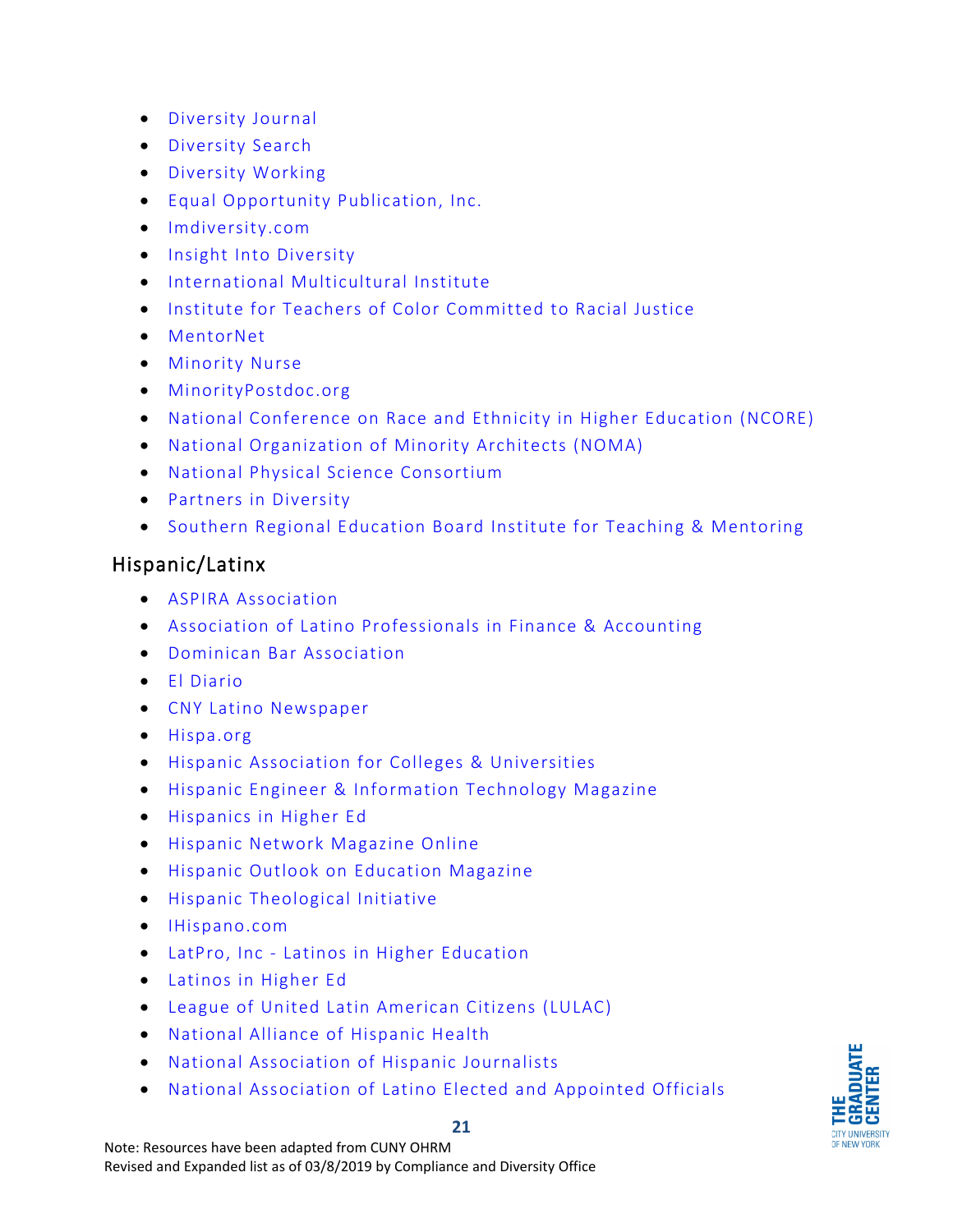- Diversity Journal
- Diversity Search
- Diversity Working
- Equal Opportunity Publication, Inc.
- Imdiversity.com
- Insight Into Diversity
- International Multicultural Institute
- Institute for Teachers of Color Committed to Racial Justice
- MentorNet
- Minority Nurse
- MinorityPostdoc.org
- National Conference on Race and Ethnicity in Higher Education (NCORE)
- National Organization of Minority Architects (NOMA)
- National Physical Science Consortium
- Partners in Diversity
- Southern Regional Education Board Institute for Teaching & Mentoring

## Hispanic/Latinx

- ASPIRA Association
- Association of Latino Professionals in Finance & Accounting
- Dominican Bar Association
- El Diario
- CNY Latino Newspaper
- Hispa.org
- Hispanic Association for Colleges & Universities
- Hispanic Engineer & Information Technology Magazine
- Hispanics in Higher Ed
- Hispanic Network Magazine Online
- Hispanic Outlook on Education Magazine
- Hispanic Theological Initiative
- IHispano.com
- LatPro, Inc - Latinos in Higher Education
- Latinos in Higher Ed
- League of United Latin American Citizens (LULAC)
- National Alliance of Hispanic Health
- National Association of Hispanic Journalists
- National Association of Latino Elected and Appointed Officials

Note: Resources have been adapted from CUNY OHRM
Revised and Expanded list as of 03/8/2019 by Compliance and Diversity Office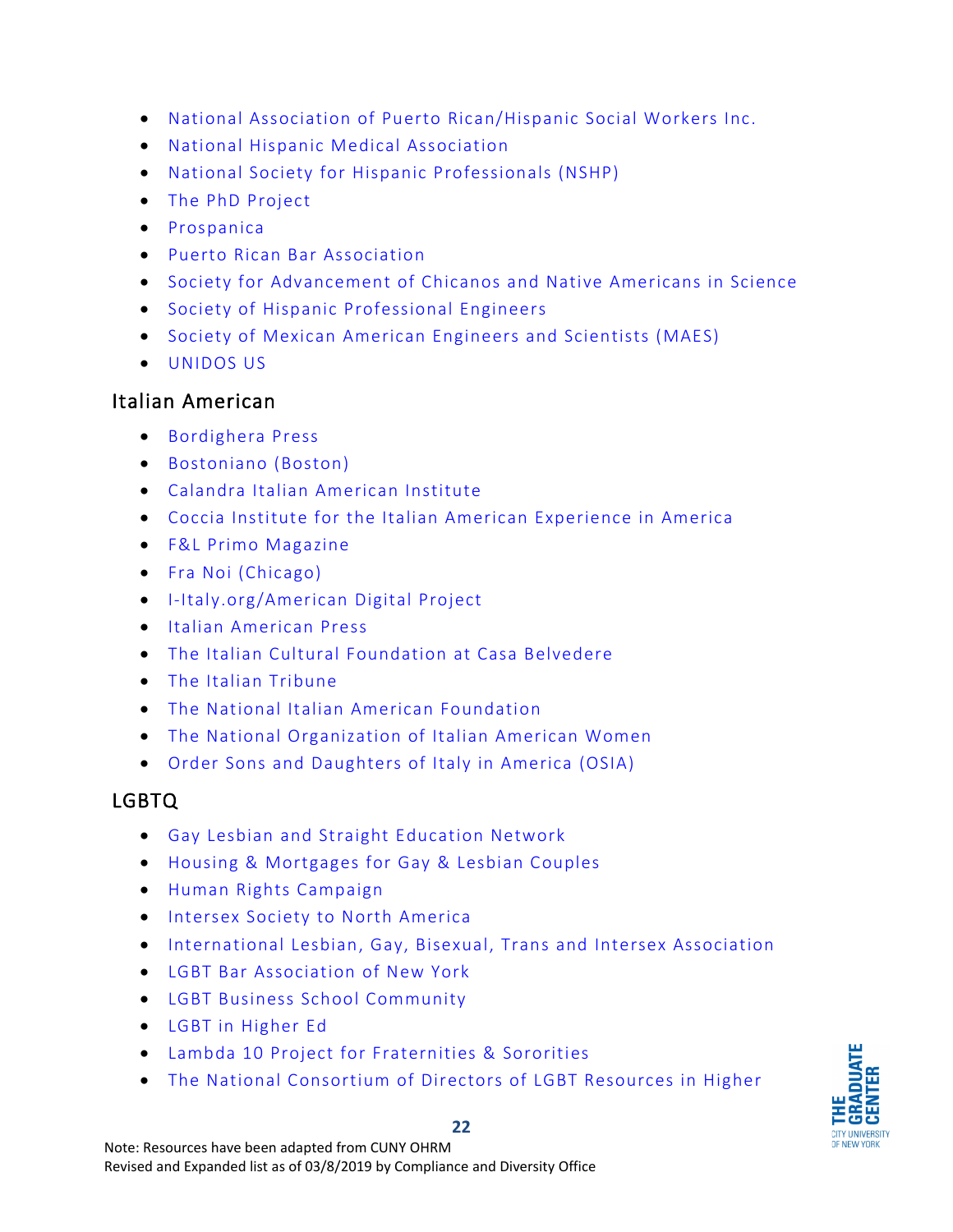- National Association of Puerto Rican/Hispanic Social Workers Inc.
- National Hispanic Medical Association
- National Society for Hispanic Professionals (NSHP)
- The PhD Project
- Prospanica
- Puerto Rican Bar Association
- Society for Advancement of Chicanos and Native Americans in Science
- Society of Hispanic Professional Engineers
- Society of Mexican American Engineers and Scientists (MAES)
- UNIDOS US

## Italian American

- Bordighera Press
- Bostoniano (Boston)
- Calandra Italian American Institute
- Coccia Institute for the Italian American Experience in America
- F&L Primo Magazine
- Fra Noi (Chicago)
- I-Italy.org/American Digital Project
- Italian American Press
- The Italian Cultural Foundation at Casa Belvedere
- The Italian Tribune
- The National Italian American Foundation
- The National Organization of Italian American Women
- Order Sons and Daughters of Italy in America (OSIA)

## LGBTQ

- Gay Lesbian and Straight Education Network
- Housing & Mortgages for Gay & Lesbian Couples
- Human Rights Campaign
- Intersex Society to North America
- International Lesbian, Gay, Bisexual, Trans and Intersex Association
- LGBT Bar Association of New York
- LGBT Business School Community
- LGBT in Higher Ed
- Lambda 10 Project for Fraternities & Sororities
- The National Consortium of Directors of LGBT Resources in Higher

Note: Resources have been adapted from CUNY OHRM
Revised and Expanded list as of 03/8/2019 by Compliance and Diversity Office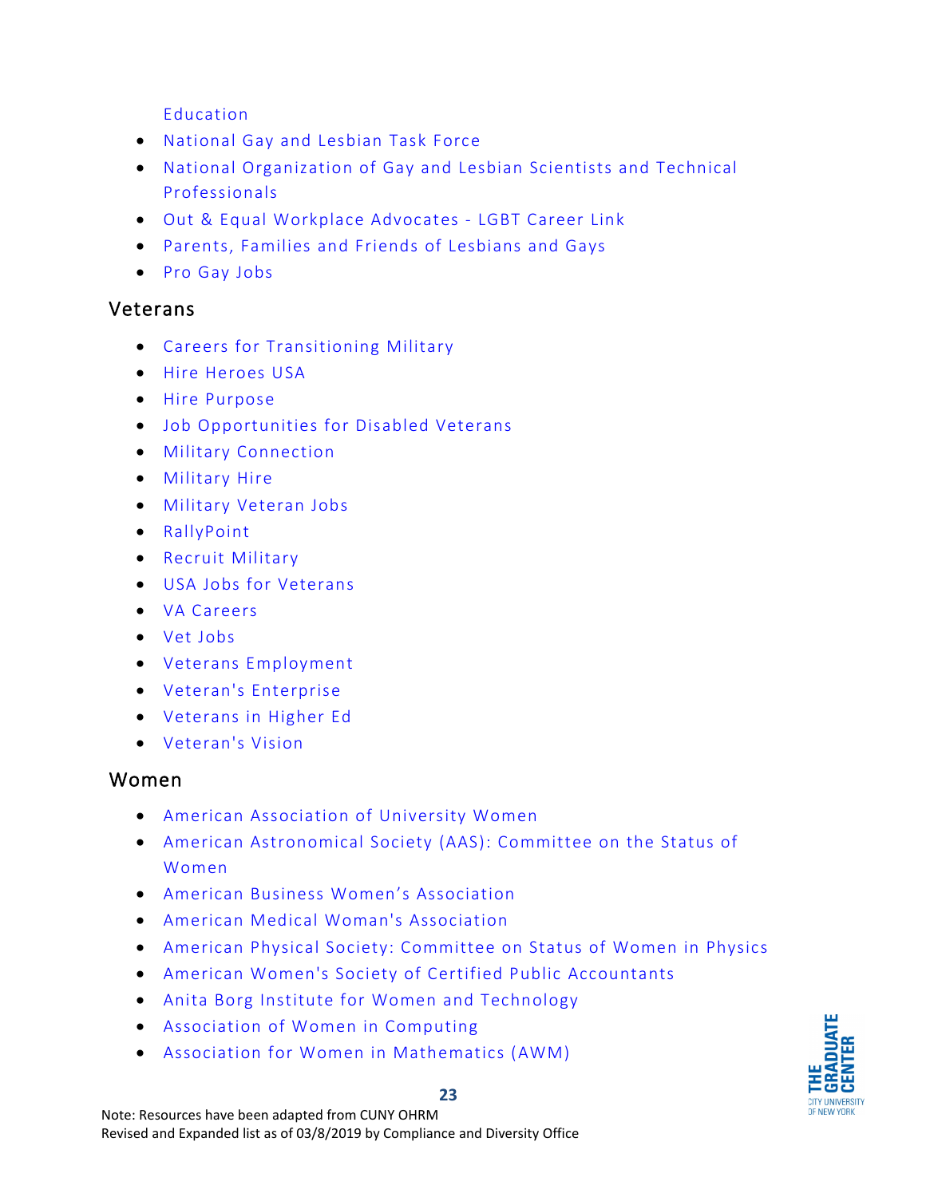Education

- National Gay and Lesbian Task Force
- National Organization of Gay and Lesbian Scientists and Technical Professionals
- Out & Equal Workplace Advocates - LGBT Career Link
- Parents, Families and Friends of Lesbians and Gays
- Pro Gay Jobs

## Veterans

- Careers for Transitioning Military
- Hire Heroes USA
- Hire Purpose
- Job Opportunities for Disabled Veterans
- Military Connection
- Military Hire
- Military Veteran Jobs
- RallyPoint
- Recruit Military
- USA Jobs for Veterans
- VA Careers
- Vet Jobs
- Veterans Employment
- Veteran's Enterprise
- Veterans in Higher Ed
- Veteran's Vision

## Women

- American Association of University Women
- American Astronomical Society (AAS): Committee on the Status of Women
- American Business Women's Association
- American Medical Woman's Association
- American Physical Society: Committee on Status of Women in Physics
- American Women's Society of Certified Public Accountants
- Anita Borg Institute for Women and Technology
- Association of Women in Computing
- Association for Women in Mathematics (AWM)

Note: Resources have been adapted from CUNY OHRM
Revised and Expanded list as of 03/8/2019 by Compliance and Diversity Office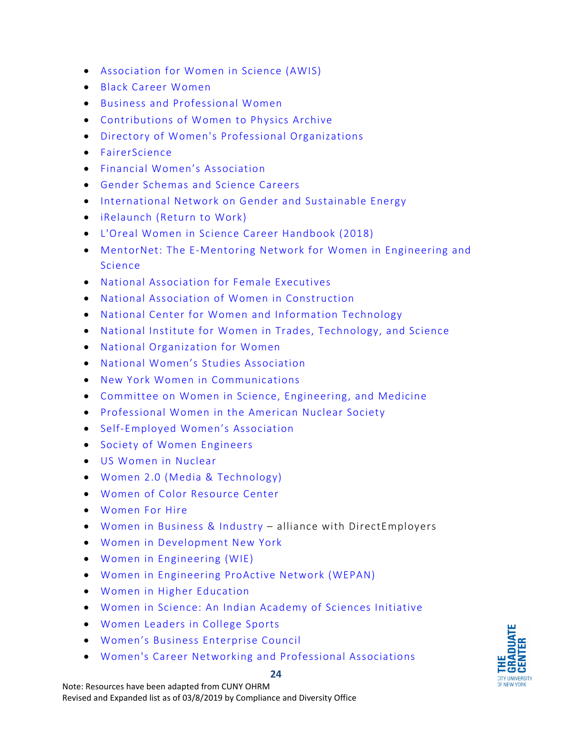- Association for Women in Science (AWIS)
- Black Career Women
- Business and Professional Women
- Contributions of Women to Physics Archive
- Directory of Women's Professional Organizations
- FairerScience
- Financial Women's Association
- Gender Schemas and Science Careers
- International Network on Gender and Sustainable Energy
- iRelaunch (Return to Work)
- L'Oreal Women in Science Career Handbook (2018)
- MentorNet: The E-Mentoring Network for Women in Engineering and Science
- National Association for Female Executives
- National Association of Women in Construction
- National Center for Women and Information Technology
- National Institute for Women in Trades, Technology, and Science
- National Organization for Women
- National Women's Studies Association
- New York Women in Communications
- Committee on Women in Science, Engineering, and Medicine
- Professional Women in the American Nuclear Society
- Self-Employed Women's Association
- Society of Women Engineers
- US Women in Nuclear
- Women 2.0 (Media & Technology)
- Women of Color Resource Center
- Women For Hire
- Women in Business & Industry – alliance with DirectEmployers
- Women in Development New York
- Women in Engineering (WIE)
- Women in Engineering ProActive Network (WEPAN)
- Women in Higher Education
- Women in Science: An Indian Academy of Sciences Initiative
- Women Leaders in College Sports
- Women's Business Enterprise Council
- Women's Career Networking and Professional Associations

Note: Resources have been adapted from CUNY OHRM
Revised and Expanded list as of 03/8/2019 by Compliance and Diversity Office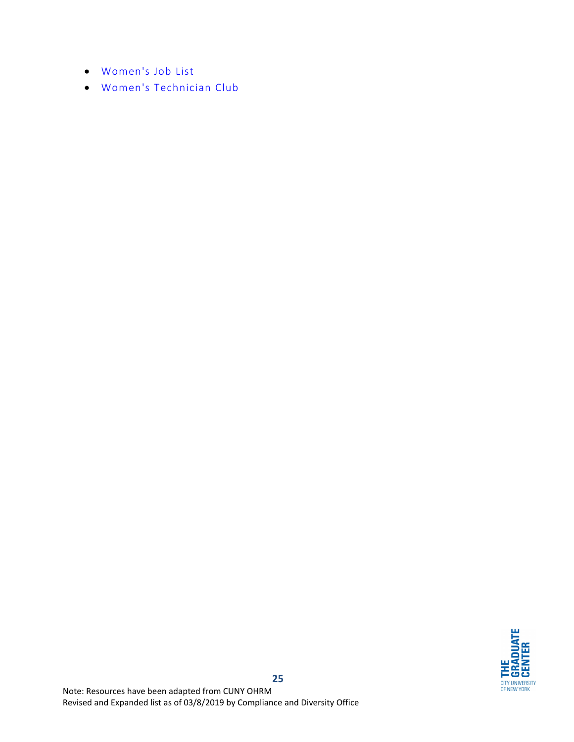- Women's Job List
- Women's Technician Club

Note: Resources have been adapted from CUNY OHRM
Revised and Expanded list as of 03/8/2019 by Compliance and Diversity Office